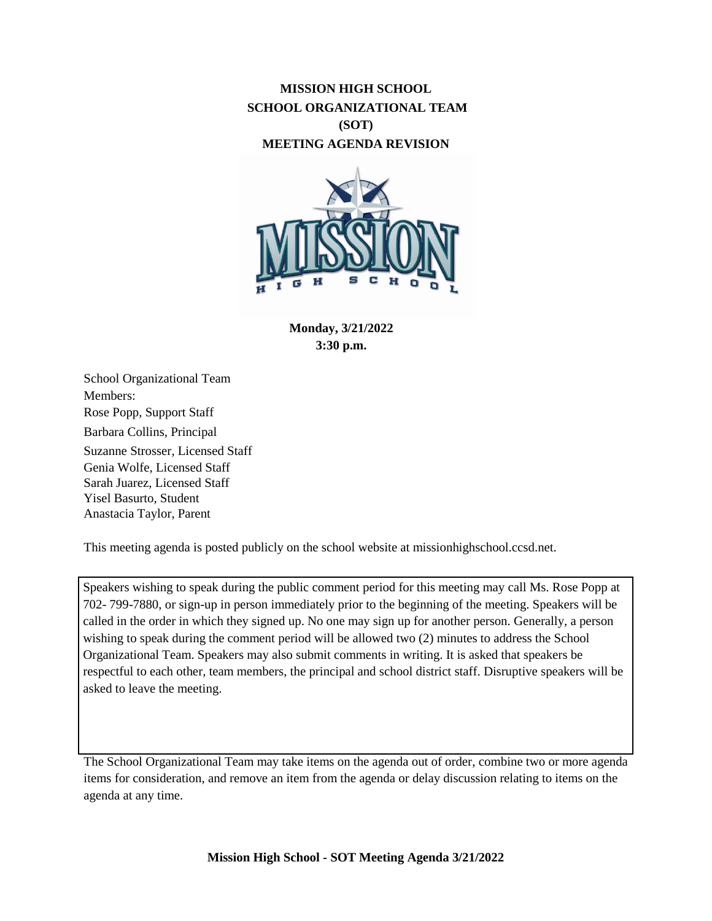# MISSION HIGH SCHOOL
# SCHOOL ORGANIZATIONAL TEAM
# (SOT)
# MEETING AGENDA REVISION

**Monday, 3/21/2022**
**3:30 p.m.**

School Organizational Team Members:
Rose Popp, Support Staff
Barbara Collins, Principal
Suzanne Strosser, Licensed Staff
Genia Wolfe, Licensed Staff
Sarah Juarez, Licensed Staff
Yisel Basurto, Student
Anastacia Taylor, Parent

This meeting agenda is posted publicly on the school website at missionhighschool.ccsd.net.

Speakers wishing to speak during the public comment period for this meeting may call Ms. Rose Popp at 702- 799-7880, or sign-up in person immediately prior to the beginning of the meeting. Speakers will be called in the order in which they signed up. No one may sign up for another person. Generally, a person wishing to speak during the comment period will be allowed two (2) minutes to address the School Organizational Team. Speakers may also submit comments in writing. It is asked that speakers be respectful to each other, team members, the principal and school district staff. Disruptive speakers will be asked to leave the meeting.

The School Organizational Team may take items on the agenda out of order, combine two or more agenda items for consideration, and remove an item from the agenda or delay discussion relating to items on the agenda at any time.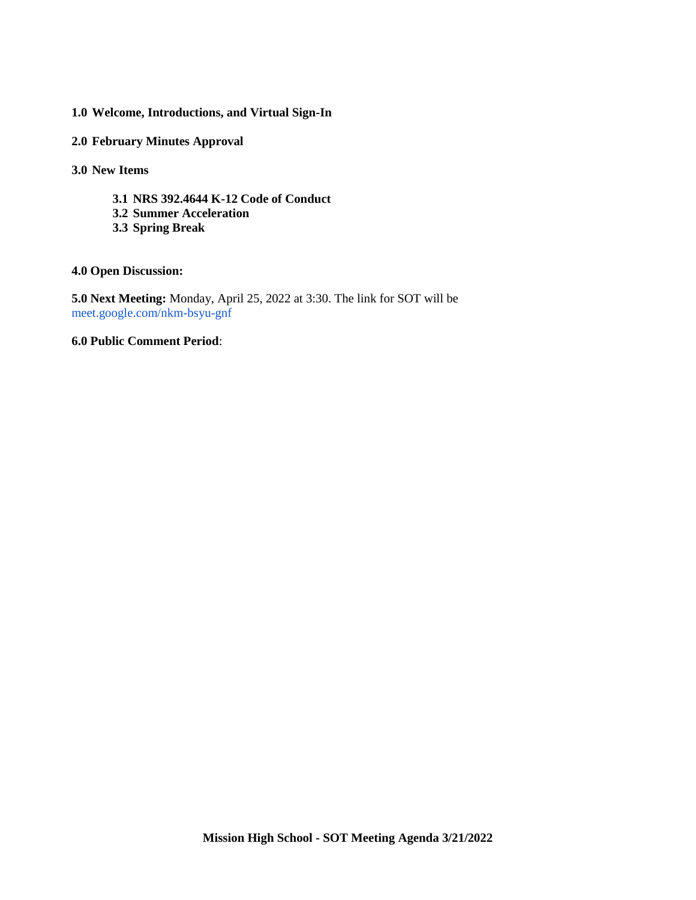**1.0 Welcome, Introductions, and Virtual Sign-In**

**2.0 February Minutes Approval**

**3.0 New Items**

- **3.1 NRS 392.4644 K-12 Code of Conduct**
- **3.2 Summer Acceleration**
- **3.3 Spring Break**

**4.0 Open Discussion:**

**5.0 Next Meeting:** Monday, April 25, 2022 at 3:30. The link for SOT will be meet.google.com/nkm-bsyu-gnf

**6.0 Public Comment Period**:

**Mission High School - SOT Meeting Agenda 3/21/2022**